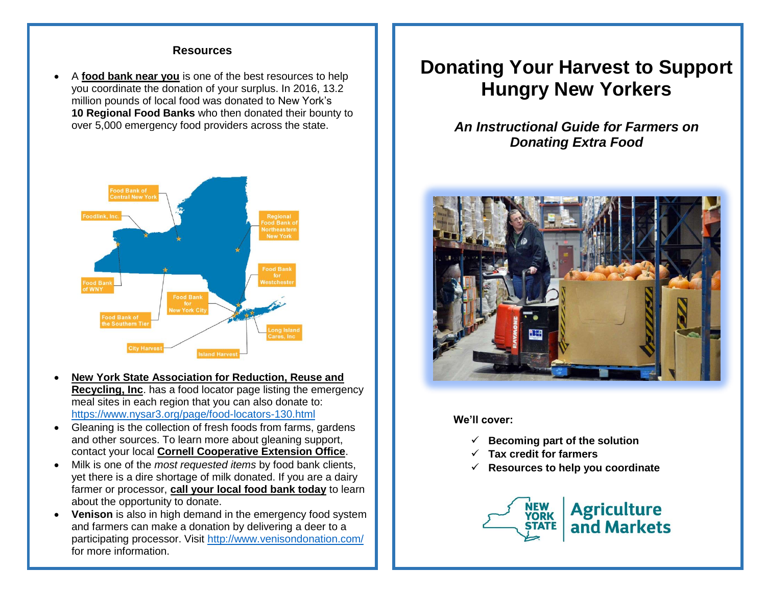## Resources

- A **food bank near you** is one of the best resources to help you coordinate the donation of your surplus. In 2016, 13.2 million pounds of local food was donated to New York's **10 Regional Food Banks** who then donated their bounty to over 5,000 emergency food providers across the state.

Food Bank of Central New York
Foodlink, Inc.
Regional Food Bank of Northeastern New York
Food Bank for Westchester
Food Bank of WNY
Food Bank for New York City
Food Bank of the Southern Tier
Long Island Cares, Inc
City Harvest
Island Harvest

- **New York State Association for Reduction, Reuse and Recycling, Inc**. has a food locator page listing the emergency meal sites in each region that you can also donate to: https://www.nysar3.org/page/food-locators-130.html
- Gleaning is the collection of fresh foods from farms, gardens and other sources. To learn more about gleaning support, contact your local **Cornell Cooperative Extension Office**.
- Milk is one of the *most requested items* by food bank clients, yet there is a dire shortage of milk donated. If you are a dairy farmer or processor, **call your local food bank today** to learn about the opportunity to donate.
- **Venison** is also in high demand in the emergency food system and farmers can make a donation by delivering a deer to a participating processor. Visit http://www.venisondonation.com/ for more information.

# Donating Your Harvest to Support Hungry New Yorkers

***An Instructional Guide for Farmers on Donating Extra Food***

**We'll cover:**

- ✓ **Becoming part of the solution**
- ✓ **Tax credit for farmers**
- ✓ **Resources to help you coordinate**

NEW YORK STATE | Agriculture and Markets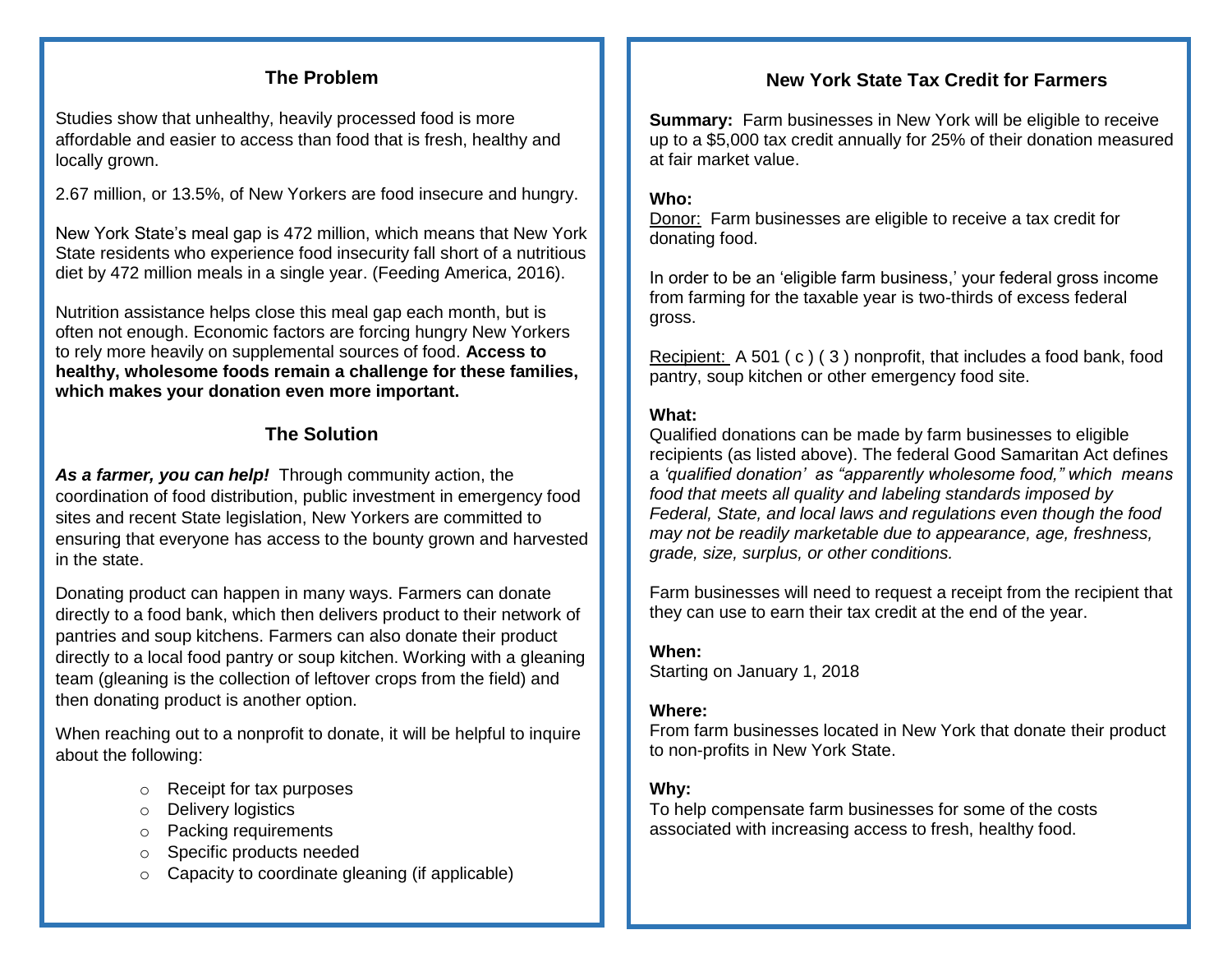## The Problem

Studies show that unhealthy, heavily processed food is more affordable and easier to access than food that is fresh, healthy and locally grown.

2.67 million, or 13.5%, of New Yorkers are food insecure and hungry.

New York State's meal gap is 472 million, which means that New York State residents who experience food insecurity fall short of a nutritious diet by 472 million meals in a single year. (Feeding America, 2016).

Nutrition assistance helps close this meal gap each month, but is often not enough. Economic factors are forcing hungry New Yorkers to rely more heavily on supplemental sources of food. **Access to healthy, wholesome foods remain a challenge for these families, which makes your donation even more important.**

## The Solution

***As a farmer, you can help!*** Through community action, the coordination of food distribution, public investment in emergency food sites and recent State legislation, New Yorkers are committed to ensuring that everyone has access to the bounty grown and harvested in the state.

Donating product can happen in many ways. Farmers can donate directly to a food bank, which then delivers product to their network of pantries and soup kitchens. Farmers can also donate their product directly to a local food pantry or soup kitchen. Working with a gleaning team (gleaning is the collection of leftover crops from the field) and then donating product is another option.

When reaching out to a nonprofit to donate, it will be helpful to inquire about the following:

- Receipt for tax purposes
- Delivery logistics
- Packing requirements
- Specific products needed
- Capacity to coordinate gleaning (if applicable)

## New York State Tax Credit for Farmers

**Summary:** Farm businesses in New York will be eligible to receive up to a $5,000 tax credit annually for 25% of their donation measured at fair market value.

**Who:**

Donor: Farm businesses are eligible to receive a tax credit for donating food.

In order to be an 'eligible farm business,' your federal gross income from farming for the taxable year is two-thirds of excess federal gross.

Recipient: A 501 ( c ) ( 3 ) nonprofit, that includes a food bank, food pantry, soup kitchen or other emergency food site.

**What:**

Qualified donations can be made by farm businesses to eligible recipients (as listed above). The federal Good Samaritan Act defines a *'qualified donation' as "apparently wholesome food," which means food that meets all quality and labeling standards imposed by Federal, State, and local laws and regulations even though the food may not be readily marketable due to appearance, age, freshness, grade, size, surplus, or other conditions.*

Farm businesses will need to request a receipt from the recipient that they can use to earn their tax credit at the end of the year.

**When:**

Starting on January 1, 2018

**Where:**

From farm businesses located in New York that donate their product to non-profits in New York State.

**Why:**

To help compensate farm businesses for some of the costs associated with increasing access to fresh, healthy food.